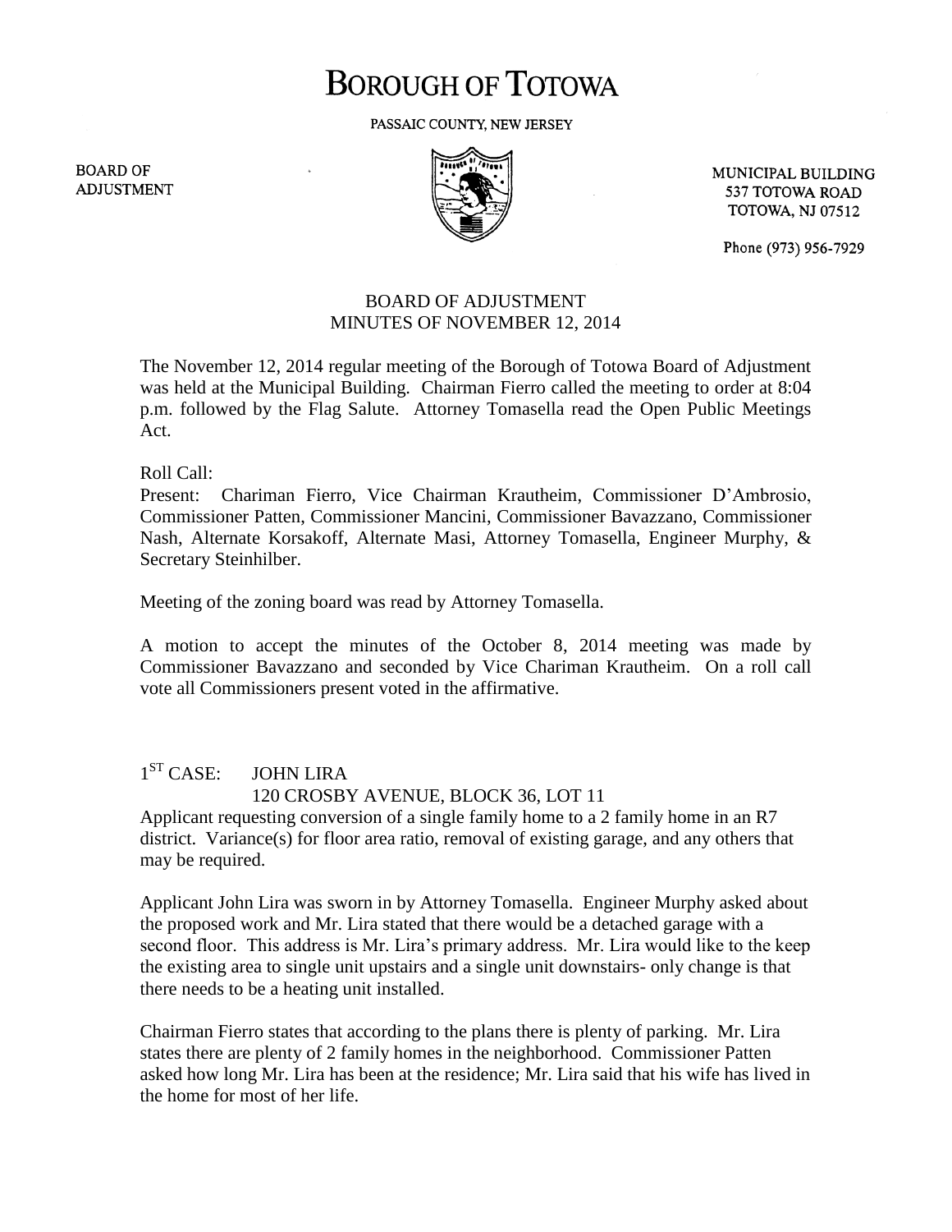# BOROUGH OF TOTOWA

PASSAIC COUNTY, NEW JERSEY

BOARD OF ADJUSTMENT

MUNICIPAL BUILDING
537 TOTOWA ROAD
TOTOWA, NJ 07512

Phone (973) 956-7929

## BOARD OF ADJUSTMENT
## MINUTES OF NOVEMBER 12, 2014

The November 12, 2014 regular meeting of the Borough of Totowa Board of Adjustment was held at the Municipal Building. Chairman Fierro called the meeting to order at 8:04 p.m. followed by the Flag Salute. Attorney Tomasella read the Open Public Meetings Act.

Roll Call:
Present: Chariman Fierro, Vice Chairman Krautheim, Commissioner D'Ambrosio, Commissioner Patten, Commissioner Mancini, Commissioner Bavazzano, Commissioner Nash, Alternate Korsakoff, Alternate Masi, Attorney Tomasella, Engineer Murphy, & Secretary Steinhilber.

Meeting of the zoning board was read by Attorney Tomasella.

A motion to accept the minutes of the October 8, 2014 meeting was made by Commissioner Bavazzano and seconded by Vice Chariman Krautheim. On a roll call vote all Commissioners present voted in the affirmative.

1ST CASE: JOHN LIRA
120 CROSBY AVENUE, BLOCK 36, LOT 11

Applicant requesting conversion of a single family home to a 2 family home in an R7 district. Variance(s) for floor area ratio, removal of existing garage, and any others that may be required.

Applicant John Lira was sworn in by Attorney Tomasella. Engineer Murphy asked about the proposed work and Mr. Lira stated that there would be a detached garage with a second floor. This address is Mr. Lira's primary address. Mr. Lira would like to the keep the existing area to single unit upstairs and a single unit downstairs- only change is that there needs to be a heating unit installed.

Chairman Fierro states that according to the plans there is plenty of parking. Mr. Lira states there are plenty of 2 family homes in the neighborhood. Commissioner Patten asked how long Mr. Lira has been at the residence; Mr. Lira said that his wife has lived in the home for most of her life.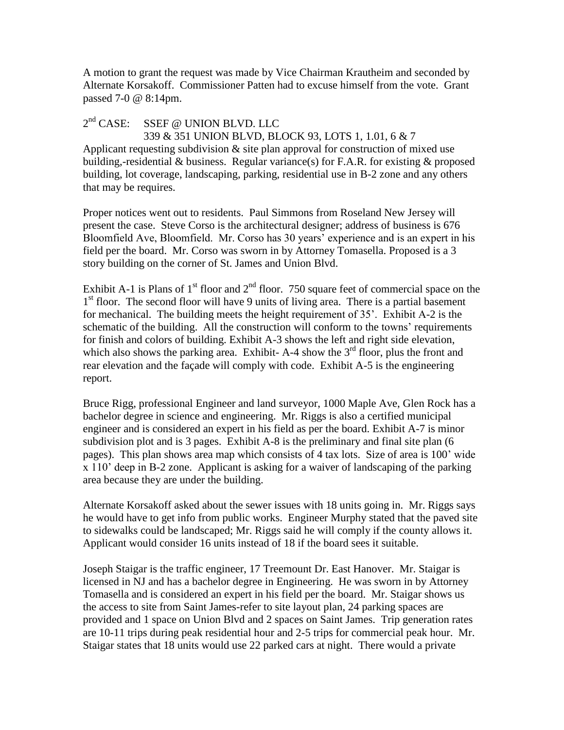A motion to grant the request was made by Vice Chairman Krautheim and seconded by Alternate Korsakoff. Commissioner Patten had to excuse himself from the vote. Grant passed 7-0 @ 8:14pm.

2nd CASE: SSEF @ UNION BLVD. LLC
339 & 351 UNION BLVD, BLOCK 93, LOTS 1, 1.01, 6 & 7

Applicant requesting subdivision & site plan approval for construction of mixed use building,-residential & business. Regular variance(s) for F.A.R. for existing & proposed building, lot coverage, landscaping, parking, residential use in B-2 zone and any others that may be requires.

Proper notices went out to residents. Paul Simmons from Roseland New Jersey will present the case. Steve Corso is the architectural designer; address of business is 676 Bloomfield Ave, Bloomfield. Mr. Corso has 30 years' experience and is an expert in his field per the board. Mr. Corso was sworn in by Attorney Tomasella. Proposed is a 3 story building on the corner of St. James and Union Blvd.

Exhibit A-1 is Plans of 1st floor and 2nd floor. 750 square feet of commercial space on the 1st floor. The second floor will have 9 units of living area. There is a partial basement for mechanical. The building meets the height requirement of 35'. Exhibit A-2 is the schematic of the building. All the construction will conform to the towns' requirements for finish and colors of building. Exhibit A-3 shows the left and right side elevation, which also shows the parking area. Exhibit- A-4 show the 3rd floor, plus the front and rear elevation and the façade will comply with code. Exhibit A-5 is the engineering report.

Bruce Rigg, professional Engineer and land surveyor, 1000 Maple Ave, Glen Rock has a bachelor degree in science and engineering. Mr. Riggs is also a certified municipal engineer and is considered an expert in his field as per the board. Exhibit A-7 is minor subdivision plot and is 3 pages. Exhibit A-8 is the preliminary and final site plan (6 pages). This plan shows area map which consists of 4 tax lots. Size of area is 100' wide x 110' deep in B-2 zone. Applicant is asking for a waiver of landscaping of the parking area because they are under the building.

Alternate Korsakoff asked about the sewer issues with 18 units going in. Mr. Riggs says he would have to get info from public works. Engineer Murphy stated that the paved site to sidewalks could be landscaped; Mr. Riggs said he will comply if the county allows it. Applicant would consider 16 units instead of 18 if the board sees it suitable.

Joseph Staigar is the traffic engineer, 17 Treemount Dr. East Hanover. Mr. Staigar is licensed in NJ and has a bachelor degree in Engineering. He was sworn in by Attorney Tomasella and is considered an expert in his field per the board. Mr. Staigar shows us the access to site from Saint James-refer to site layout plan, 24 parking spaces are provided and 1 space on Union Blvd and 2 spaces on Saint James. Trip generation rates are 10-11 trips during peak residential hour and 2-5 trips for commercial peak hour. Mr. Staigar states that 18 units would use 22 parked cars at night. There would a private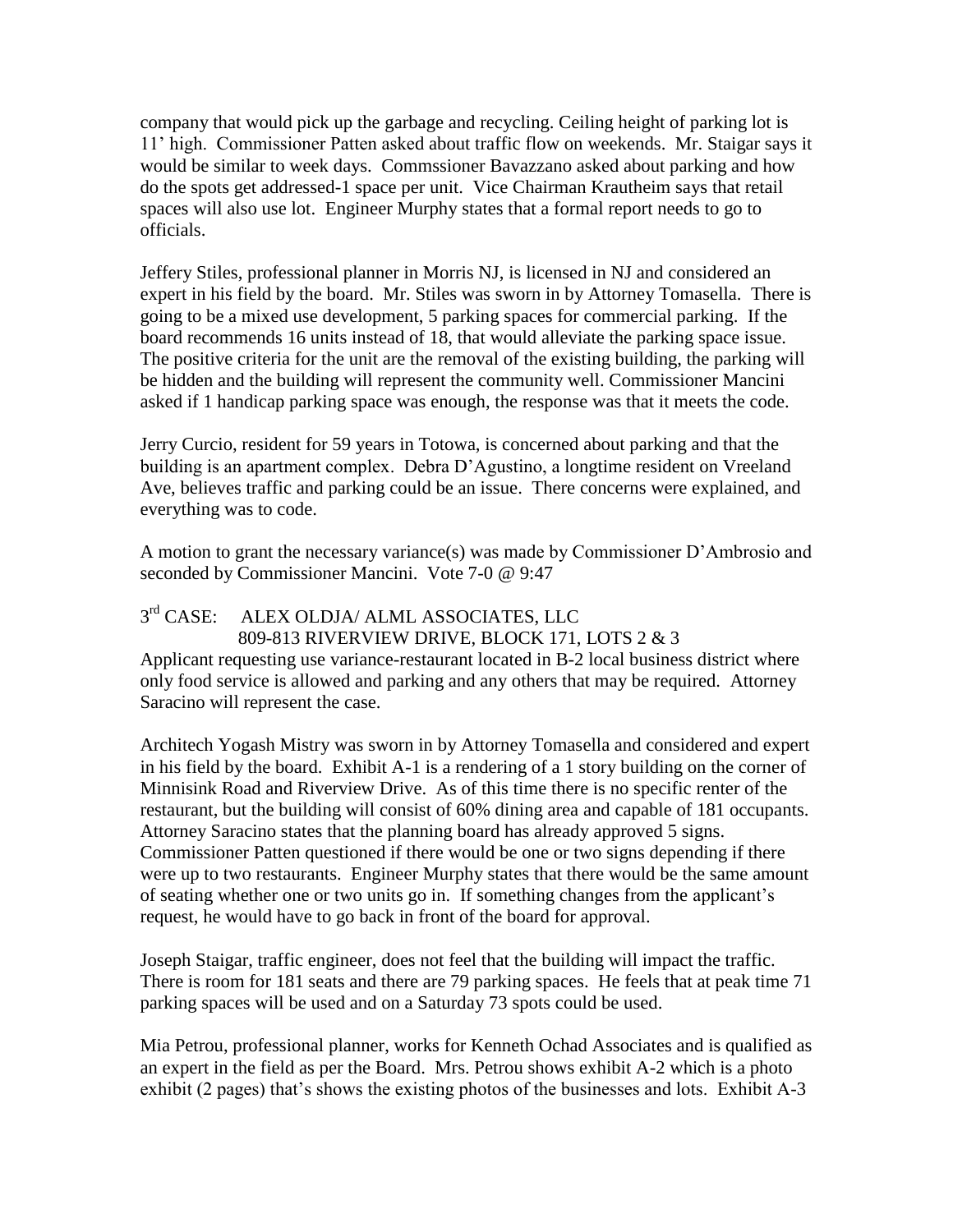company that would pick up the garbage and recycling. Ceiling height of parking lot is 11' high. Commissioner Patten asked about traffic flow on weekends. Mr. Staigar says it would be similar to week days. Commssioner Bavazzano asked about parking and how do the spots get addressed-1 space per unit. Vice Chairman Krautheim says that retail spaces will also use lot. Engineer Murphy states that a formal report needs to go to officials.

Jeffery Stiles, professional planner in Morris NJ, is licensed in NJ and considered an expert in his field by the board. Mr. Stiles was sworn in by Attorney Tomasella. There is going to be a mixed use development, 5 parking spaces for commercial parking. If the board recommends 16 units instead of 18, that would alleviate the parking space issue. The positive criteria for the unit are the removal of the existing building, the parking will be hidden and the building will represent the community well. Commissioner Mancini asked if 1 handicap parking space was enough, the response was that it meets the code.

Jerry Curcio, resident for 59 years in Totowa, is concerned about parking and that the building is an apartment complex. Debra D'Agustino, a longtime resident on Vreeland Ave, believes traffic and parking could be an issue. There concerns were explained, and everything was to code.

A motion to grant the necessary variance(s) was made by Commissioner D'Ambrosio and seconded by Commissioner Mancini. Vote 7-0 @ 9:47

3rd CASE: ALEX OLDJA/ ALML ASSOCIATES, LLC
809-813 RIVERVIEW DRIVE, BLOCK 171, LOTS 2 & 3

Applicant requesting use variance-restaurant located in B-2 local business district where only food service is allowed and parking and any others that may be required. Attorney Saracino will represent the case.

Architech Yogash Mistry was sworn in by Attorney Tomasella and considered and expert in his field by the board. Exhibit A-1 is a rendering of a 1 story building on the corner of Minnisink Road and Riverview Drive. As of this time there is no specific renter of the restaurant, but the building will consist of 60% dining area and capable of 181 occupants. Attorney Saracino states that the planning board has already approved 5 signs. Commissioner Patten questioned if there would be one or two signs depending if there were up to two restaurants. Engineer Murphy states that there would be the same amount of seating whether one or two units go in. If something changes from the applicant's request, he would have to go back in front of the board for approval.

Joseph Staigar, traffic engineer, does not feel that the building will impact the traffic. There is room for 181 seats and there are 79 parking spaces. He feels that at peak time 71 parking spaces will be used and on a Saturday 73 spots could be used.

Mia Petrou, professional planner, works for Kenneth Ochad Associates and is qualified as an expert in the field as per the Board. Mrs. Petrou shows exhibit A-2 which is a photo exhibit (2 pages) that's shows the existing photos of the businesses and lots. Exhibit A-3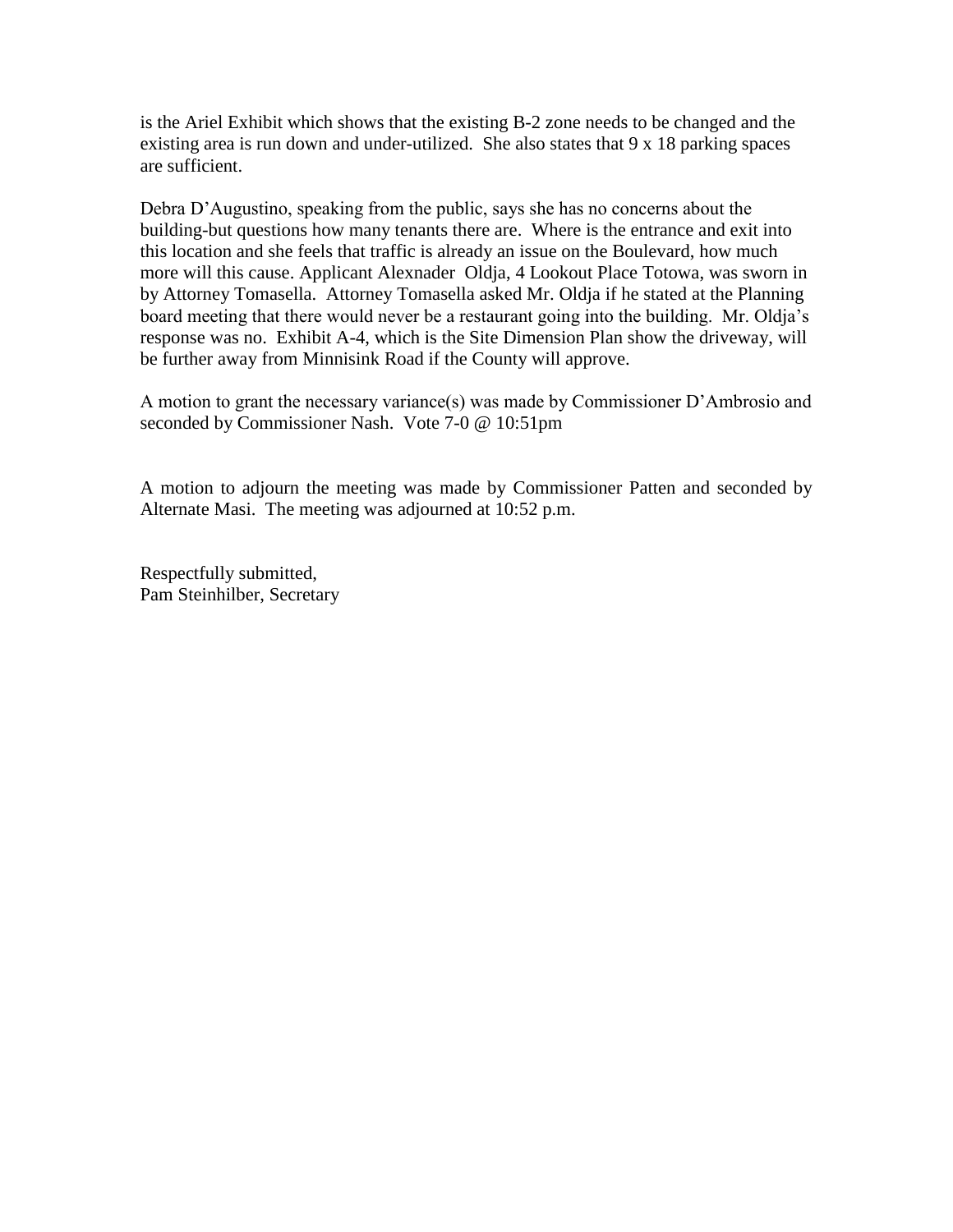is the Ariel Exhibit which shows that the existing B-2 zone needs to be changed and the existing area is run down and under-utilized. She also states that 9 x 18 parking spaces are sufficient.

Debra D'Augustino, speaking from the public, says she has no concerns about the building-but questions how many tenants there are. Where is the entrance and exit into this location and she feels that traffic is already an issue on the Boulevard, how much more will this cause. Applicant Alexnader Oldja, 4 Lookout Place Totowa, was sworn in by Attorney Tomasella. Attorney Tomasella asked Mr. Oldja if he stated at the Planning board meeting that there would never be a restaurant going into the building. Mr. Oldja's response was no. Exhibit A-4, which is the Site Dimension Plan show the driveway, will be further away from Minnisink Road if the County will approve.

A motion to grant the necessary variance(s) was made by Commissioner D'Ambrosio and seconded by Commissioner Nash. Vote 7-0 @ 10:51pm

A motion to adjourn the meeting was made by Commissioner Patten and seconded by Alternate Masi. The meeting was adjourned at 10:52 p.m.

Respectfully submitted,
Pam Steinhilber, Secretary